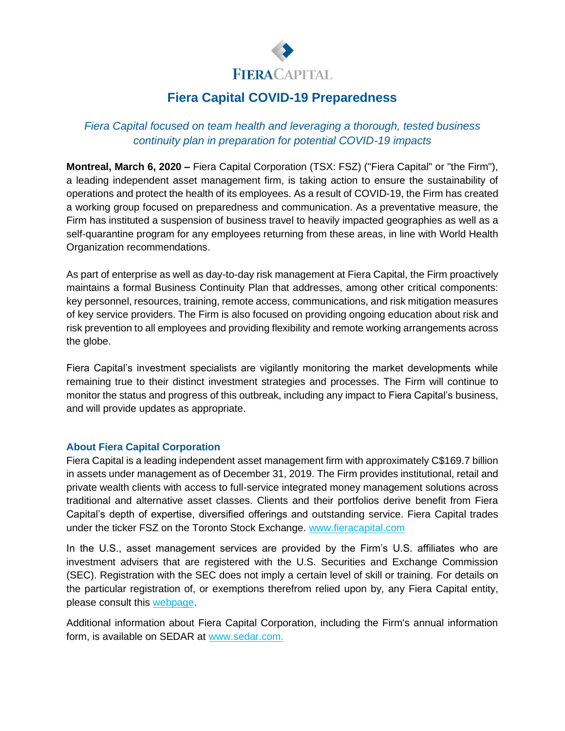FIERACAPITAL

# Fiera Capital COVID-19 Preparedness

*Fiera Capital focused on team health and leveraging a thorough, tested business continuity plan in preparation for potential COVID-19 impacts*

**Montreal, March 6, 2020 –** Fiera Capital Corporation (TSX: FSZ) ("Fiera Capital" or "the Firm"), a leading independent asset management firm, is taking action to ensure the sustainability of operations and protect the health of its employees. As a result of COVID-19, the Firm has created a working group focused on preparedness and communication. As a preventative measure, the Firm has instituted a suspension of business travel to heavily impacted geographies as well as a self-quarantine program for any employees returning from these areas, in line with World Health Organization recommendations.

As part of enterprise as well as day-to-day risk management at Fiera Capital, the Firm proactively maintains a formal Business Continuity Plan that addresses, among other critical components: key personnel, resources, training, remote access, communications, and risk mitigation measures of key service providers. The Firm is also focused on providing ongoing education about risk and risk prevention to all employees and providing flexibility and remote working arrangements across the globe.

Fiera Capital's investment specialists are vigilantly monitoring the market developments while remaining true to their distinct investment strategies and processes. The Firm will continue to monitor the status and progress of this outbreak, including any impact to Fiera Capital's business, and will provide updates as appropriate.

### About Fiera Capital Corporation

Fiera Capital is a leading independent asset management firm with approximately C$169.7 billion in assets under management as of December 31, 2019. The Firm provides institutional, retail and private wealth clients with access to full-service integrated money management solutions across traditional and alternative asset classes. Clients and their portfolios derive benefit from Fiera Capital's depth of expertise, diversified offerings and outstanding service. Fiera Capital trades under the ticker FSZ on the Toronto Stock Exchange. www.fieracapital.com

In the U.S., asset management services are provided by the Firm's U.S. affiliates who are investment advisers that are registered with the U.S. Securities and Exchange Commission (SEC). Registration with the SEC does not imply a certain level of skill or training. For details on the particular registration of, or exemptions therefrom relied upon by, any Fiera Capital entity, please consult this webpage.

Additional information about Fiera Capital Corporation, including the Firm's annual information form, is available on SEDAR at www.sedar.com.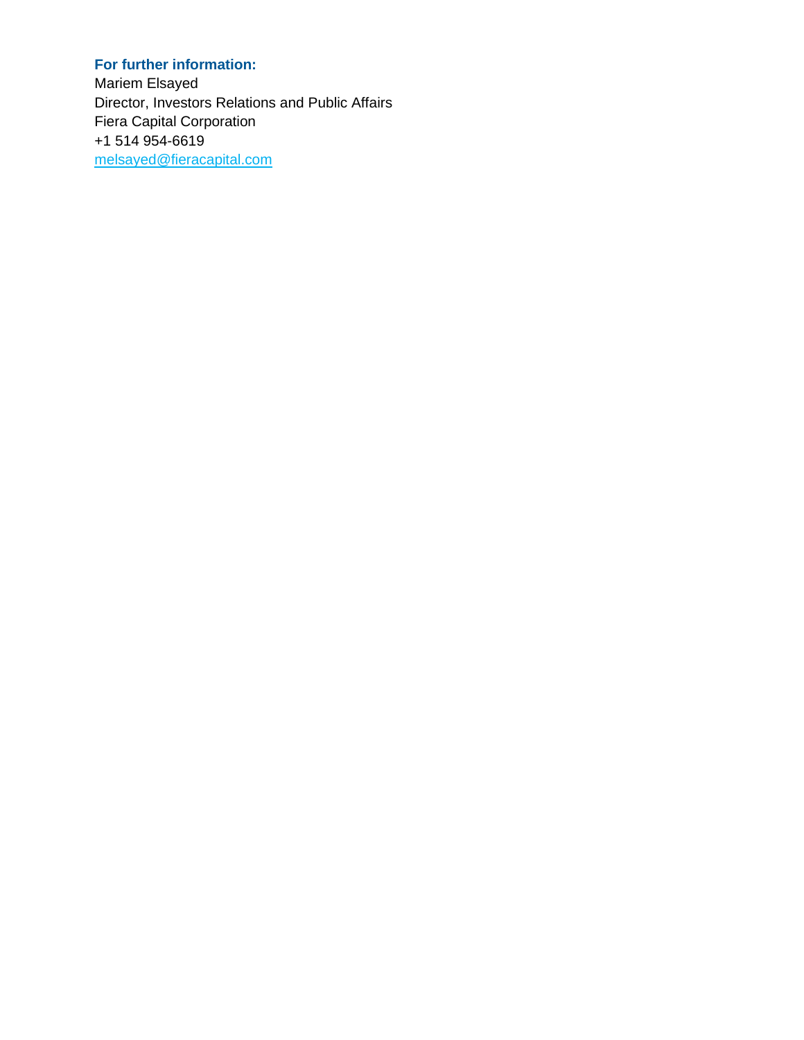**For further information:**

Mariem Elsayed
Director, Investors Relations and Public Affairs
Fiera Capital Corporation
+1 514 954-6619
[melsayed@fieracapital.com](mailto:melsayed@fieracapital.com)